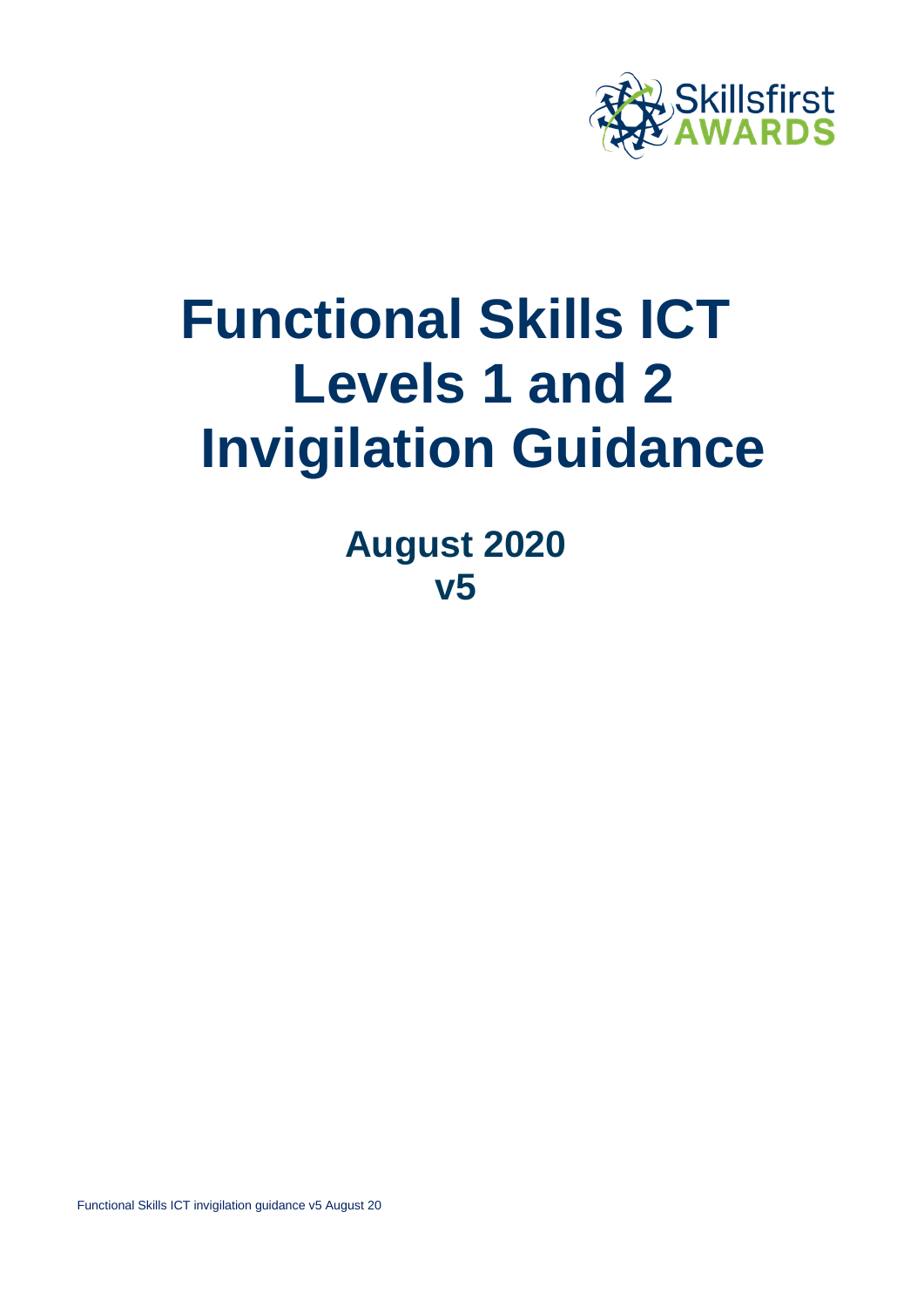Skillsfirst AWARDS

# Functional Skills ICT Levels 1 and 2 Invigilation Guidance

## August 2020
## v5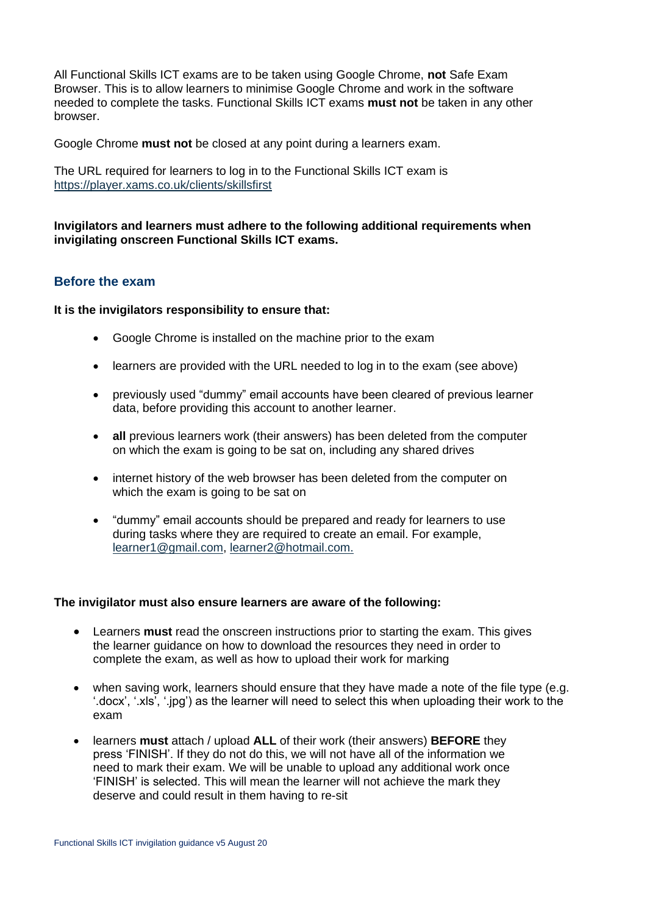All Functional Skills ICT exams are to be taken using Google Chrome, **not** Safe Exam Browser. This is to allow learners to minimise Google Chrome and work in the software needed to complete the tasks. Functional Skills ICT exams **must not** be taken in any other browser.

Google Chrome **must not** be closed at any point during a learners exam.

The URL required for learners to log in to the Functional Skills ICT exam is https://player.xams.co.uk/clients/skillsfirst

**Invigilators and learners must adhere to the following additional requirements when invigilating onscreen Functional Skills ICT exams.**

## Before the exam

**It is the invigilators responsibility to ensure that:**

- Google Chrome is installed on the machine prior to the exam
- learners are provided with the URL needed to log in to the exam (see above)
- previously used "dummy" email accounts have been cleared of previous learner data, before providing this account to another learner.
- **all** previous learners work (their answers) has been deleted from the computer on which the exam is going to be sat on, including any shared drives
- internet history of the web browser has been deleted from the computer on which the exam is going to be sat on
- "dummy" email accounts should be prepared and ready for learners to use during tasks where they are required to create an email. For example, learner1@gmail.com, learner2@hotmail.com.

**The invigilator must also ensure learners are aware of the following:**

- Learners **must** read the onscreen instructions prior to starting the exam. This gives the learner guidance on how to download the resources they need in order to complete the exam, as well as how to upload their work for marking
- when saving work, learners should ensure that they have made a note of the file type (e.g. '.docx', '.xls', '.jpg') as the learner will need to select this when uploading their work to the exam
- learners **must** attach / upload **ALL** of their work (their answers) **BEFORE** they press 'FINISH'. If they do not do this, we will not have all of the information we need to mark their exam. We will be unable to upload any additional work once 'FINISH' is selected. This will mean the learner will not achieve the mark they deserve and could result in them having to re-sit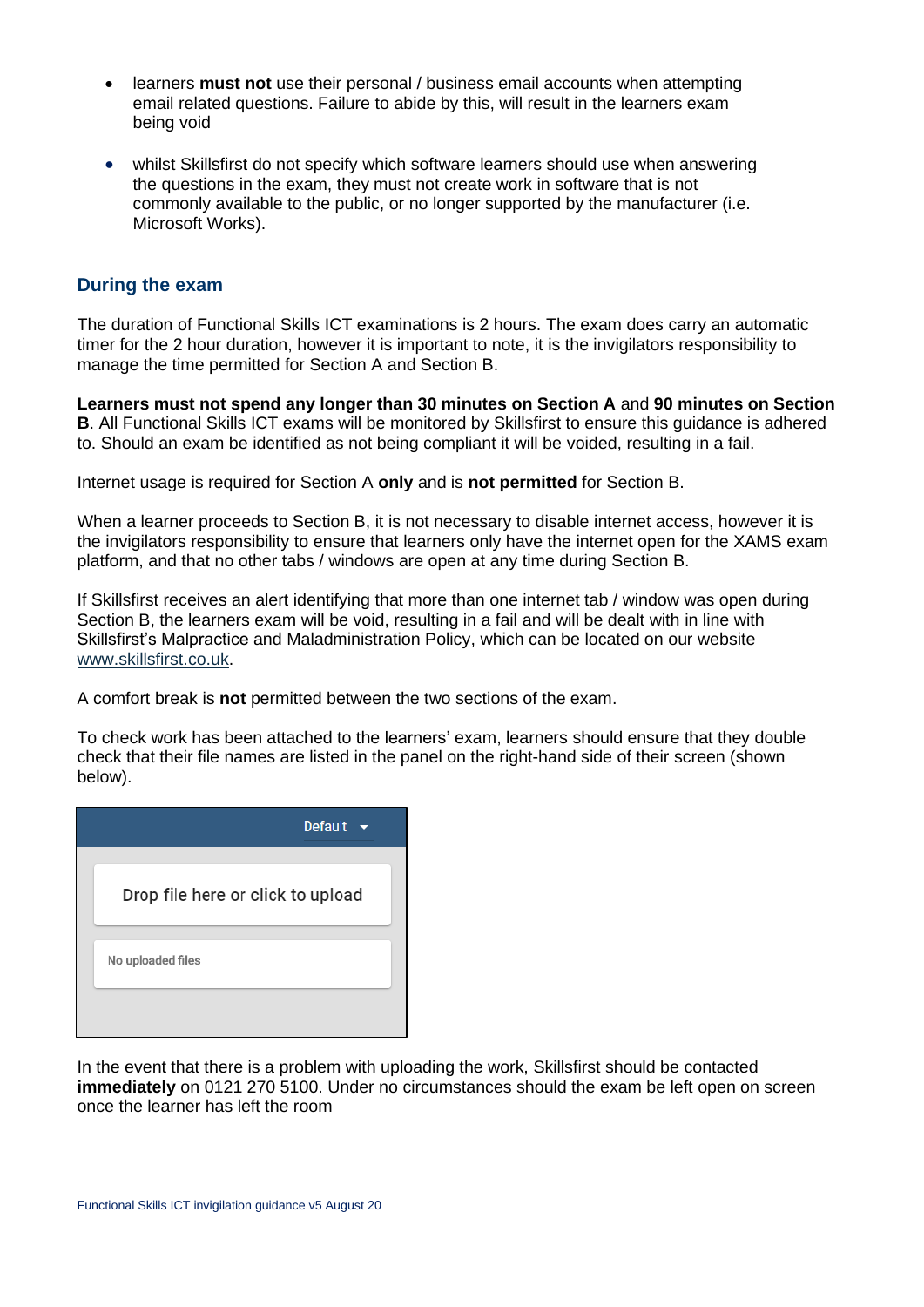- learners **must not** use their personal / business email accounts when attempting email related questions. Failure to abide by this, will result in the learners exam being void
- whilst Skillsfirst do not specify which software learners should use when answering the questions in the exam, they must not create work in software that is not commonly available to the public, or no longer supported by the manufacturer (i.e. Microsoft Works).

## During the exam

The duration of Functional Skills ICT examinations is 2 hours. The exam does carry an automatic timer for the 2 hour duration, however it is important to note, it is the invigilators responsibility to manage the time permitted for Section A and Section B.

**Learners must not spend any longer than 30 minutes on Section A** and **90 minutes on Section B**. All Functional Skills ICT exams will be monitored by Skillsfirst to ensure this guidance is adhered to. Should an exam be identified as not being compliant it will be voided, resulting in a fail.

Internet usage is required for Section A **only** and is **not permitted** for Section B.

When a learner proceeds to Section B, it is not necessary to disable internet access, however it is the invigilators responsibility to ensure that learners only have the internet open for the XAMS exam platform, and that no other tabs / windows are open at any time during Section B.

If Skillsfirst receives an alert identifying that more than one internet tab / window was open during Section B, the learners exam will be void, resulting in a fail and will be dealt with in line with Skillsfirst's Malpractice and Maladministration Policy, which can be located on our website www.skillsfirst.co.uk.

A comfort break is **not** permitted between the two sections of the exam.

To check work has been attached to the learners' exam, learners should ensure that they double check that their file names are listed in the panel on the right-hand side of their screen (shown below).

Default

Drop file here or click to upload

No uploaded files

In the event that there is a problem with uploading the work, Skillsfirst should be contacted **immediately** on 0121 270 5100. Under no circumstances should the exam be left open on screen once the learner has left the room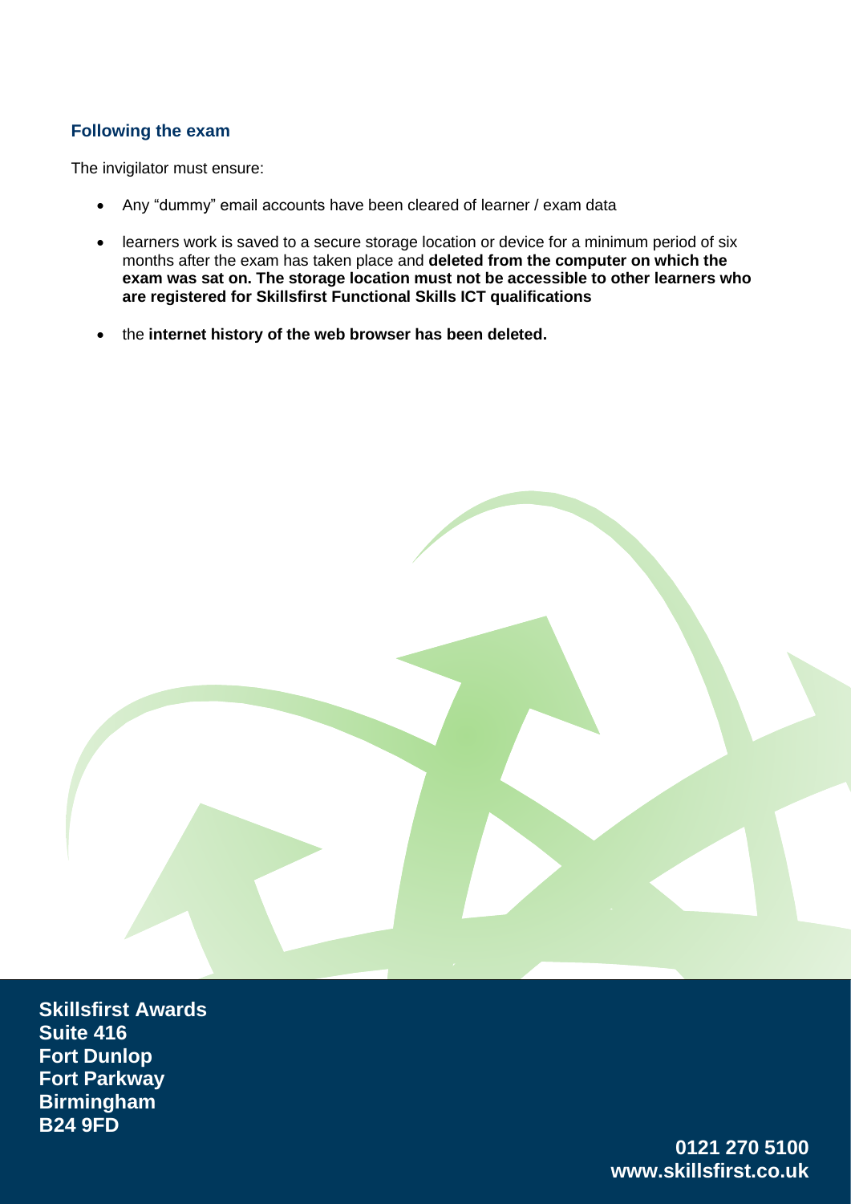### Following the exam

The invigilator must ensure:

- Any "dummy" email accounts have been cleared of learner / exam data
- learners work is saved to a secure storage location or device for a minimum period of six months after the exam has taken place and **deleted from the computer on which the exam was sat on. The storage location must not be accessible to other learners who are registered for Skillsfirst Functional Skills ICT qualifications**
- the **internet history of the web browser has been deleted.**

**Skillsfirst Awards**
**Suite 416**
**Fort Dunlop**
**Fort Parkway**
**Birmingham**
**B24 9FD**

**0121 270 5100**
**www.skillsfirst.co.uk**